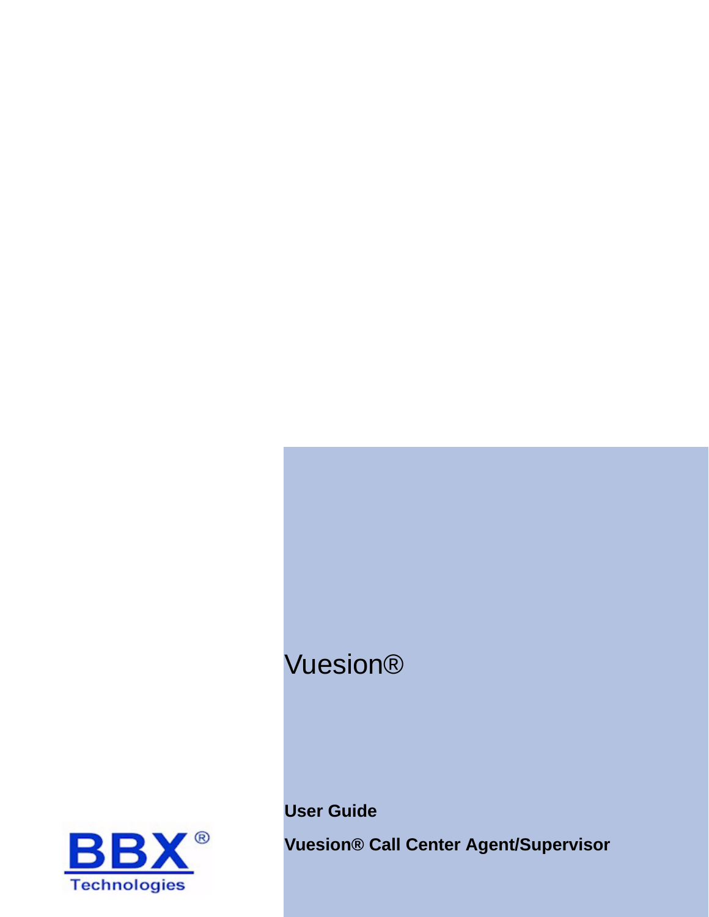# Vuesion®

**User Guide**

**Vuesion® Call Center Agent/Supervisor**

BBX®
Technologies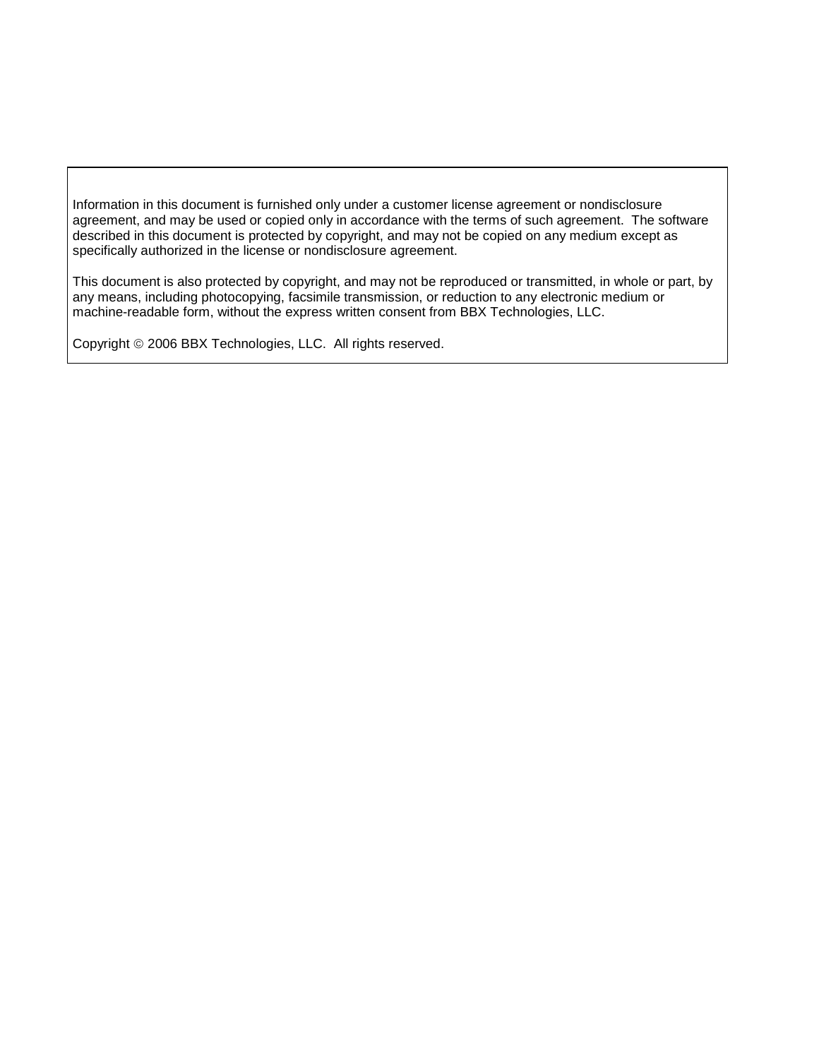Information in this document is furnished only under a customer license agreement or nondisclosure agreement, and may be used or copied only in accordance with the terms of such agreement. The software described in this document is protected by copyright, and may not be copied on any medium except as specifically authorized in the license or nondisclosure agreement.

This document is also protected by copyright, and may not be reproduced or transmitted, in whole or part, by any means, including photocopying, facsimile transmission, or reduction to any electronic medium or machine-readable form, without the express written consent from BBX Technologies, LLC.

Copyright © 2006 BBX Technologies, LLC. All rights reserved.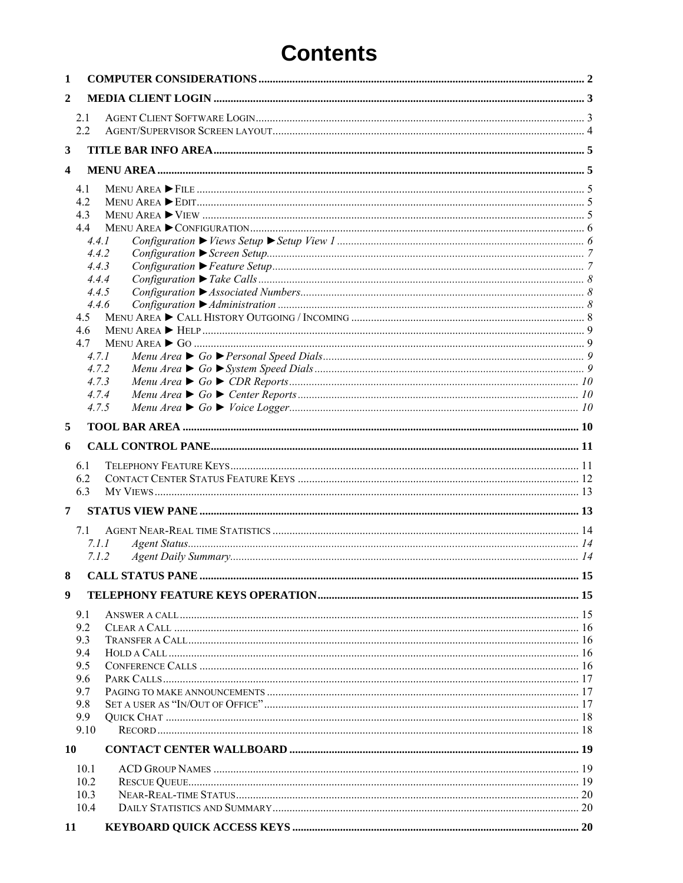# Contents

**1 COMPUTER CONSIDERATIONS** ..... 2

**2 MEDIA CLIENT LOGIN** ..... 3

- 2.1 AGENT CLIENT SOFTWARE LOGIN ..... 3
- 2.2 AGENT/SUPERVISOR SCREEN LAYOUT ..... 4

**3 TITLE BAR INFO AREA** ..... 5

**4 MENU AREA** ..... 5

- 4.1 MENU AREA ►FILE ..... 5
- 4.2 MENU AREA ►EDIT ..... 5
- 4.3 MENU AREA ►VIEW ..... 5
- 4.4 MENU AREA ►CONFIGURATION ..... 6
  - *4.4.1 Configuration ►Views Setup ►Setup View 1* ..... 6
  - *4.4.2 Configuration ►Screen Setup* ..... 7
  - *4.4.3 Configuration ►Feature Setup* ..... 7
  - *4.4.4 Configuration ►Take Calls* ..... 8
  - *4.4.5 Configuration ►Associated Numbers* ..... 8
  - *4.4.6 Configuration ►Administration* ..... 8
- 4.5 MENU AREA ► CALL HISTORY OUTGOING / INCOMING ..... 8
- 4.6 MENU AREA ► HELP ..... 9
- 4.7 MENU AREA ► GO ..... 9
  - *4.7.1 Menu Area ► Go ►Personal Speed Dials* ..... 9
  - *4.7.2 Menu Area ► Go ►System Speed Dials* ..... 9
  - *4.7.3 Menu Area ► Go ► CDR Reports* ..... 10
  - *4.7.4 Menu Area ► Go ► Center Reports* ..... 10
  - *4.7.5 Menu Area ► Go ► Voice Logger* ..... 10

**5 TOOL BAR AREA** ..... 10

**6 CALL CONTROL PANE** ..... 11

- 6.1 TELEPHONY FEATURE KEYS ..... 11
- 6.2 CONTACT CENTER STATUS FEATURE KEYS ..... 12
- 6.3 MY VIEWS ..... 13

**7 STATUS VIEW PANE** ..... 13

- 7.1 AGENT NEAR-REAL TIME STATISTICS ..... 14
  - *7.1.1 Agent Status* ..... 14
  - *7.1.2 Agent Daily Summary* ..... 14

**8 CALL STATUS PANE** ..... 15

**9 TELEPHONY FEATURE KEYS OPERATION** ..... 15

- 9.1 ANSWER A CALL ..... 15
- 9.2 CLEAR A CALL ..... 16
- 9.3 TRANSFER A CALL ..... 16
- 9.4 HOLD A CALL ..... 16
- 9.5 CONFERENCE CALLS ..... 16
- 9.6 PARK CALLS ..... 17
- 9.7 PAGING TO MAKE ANNOUNCEMENTS ..... 17
- 9.8 SET A USER AS "IN/OUT OF OFFICE" ..... 17
- 9.9 QUICK CHAT ..... 18
- 9.10 RECORD ..... 18

**10 CONTACT CENTER WALLBOARD** ..... 19

- 10.1 ACD GROUP NAMES ..... 19
- 10.2 RESCUE QUEUE ..... 19
- 10.3 NEAR-REAL-TIME STATUS ..... 20
- 10.4 DAILY STATISTICS AND SUMMARY ..... 20

**11 KEYBOARD QUICK ACCESS KEYS** ..... 20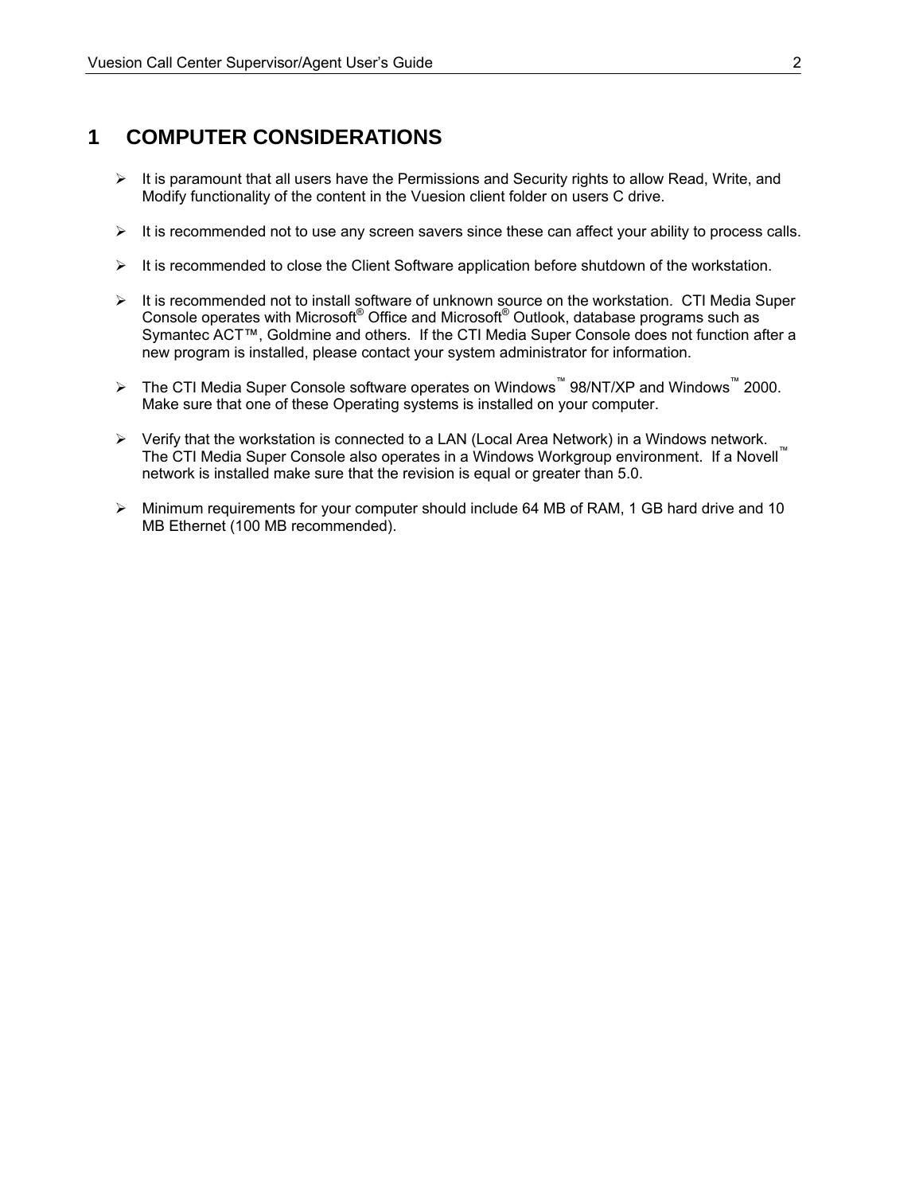# 1 COMPUTER CONSIDERATIONS

- It is paramount that all users have the Permissions and Security rights to allow Read, Write, and Modify functionality of the content in the Vuesion client folder on users C drive.

- It is recommended not to use any screen savers since these can affect your ability to process calls.

- It is recommended to close the Client Software application before shutdown of the workstation.

- It is recommended not to install software of unknown source on the workstation. CTI Media Super Console operates with Microsoft® Office and Microsoft® Outlook, database programs such as Symantec ACT™, Goldmine and others. If the CTI Media Super Console does not function after a new program is installed, please contact your system administrator for information.

- The CTI Media Super Console software operates on Windows™ 98/NT/XP and Windows™ 2000. Make sure that one of these Operating systems is installed on your computer.

- Verify that the workstation is connected to a LAN (Local Area Network) in a Windows network. The CTI Media Super Console also operates in a Windows Workgroup environment. If a Novell™ network is installed make sure that the revision is equal or greater than 5.0.

- Minimum requirements for your computer should include 64 MB of RAM, 1 GB hard drive and 10 MB Ethernet (100 MB recommended).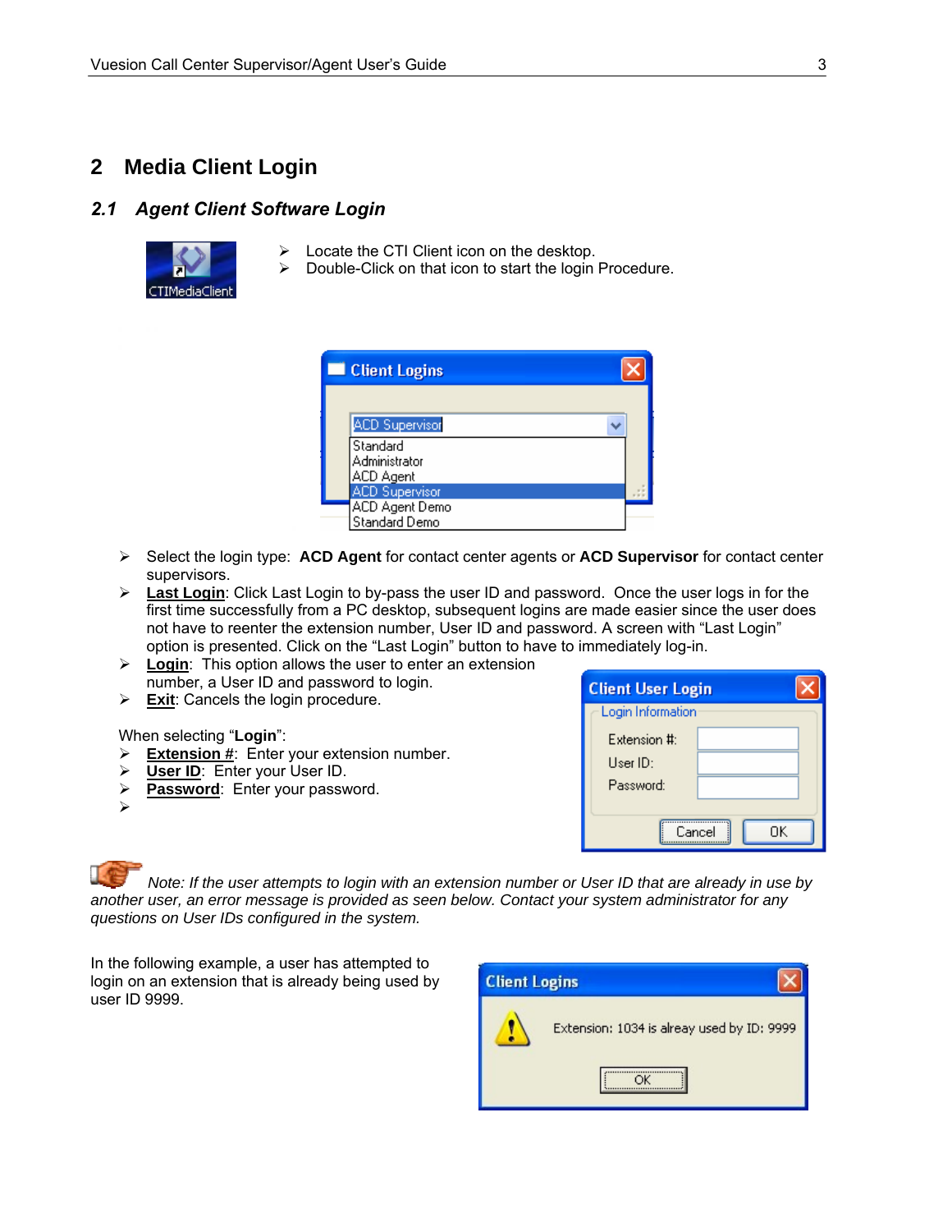# 2 Media Client Login

## 2.1 Agent Client Software Login

- Locate the CTI Client icon on the desktop.
- Double-Click on that icon to start the login Procedure.

- Select the login type: **ACD Agent** for contact center agents or **ACD Supervisor** for contact center supervisors.
- **Last Login**: Click Last Login to by-pass the user ID and password. Once the user logs in for the first time successfully from a PC desktop, subsequent logins are made easier since the user does not have to reenter the extension number, User ID and password. A screen with "Last Login" option is presented. Click on the "Last Login" button to have to immediately log-in.
- **Login**: This option allows the user to enter an extension number, a User ID and password to login.
- **Exit**: Cancels the login procedure.

When selecting "**Login**":

- **Extension #**: Enter your extension number.
- **User ID**: Enter your User ID.
- **Password**: Enter your password.
-

*Note: If the user attempts to login with an extension number or User ID that are already in use by another user, an error message is provided as seen below. Contact your system administrator for any questions on User IDs configured in the system.*

In the following example, a user has attempted to login on an extension that is already being used by user ID 9999.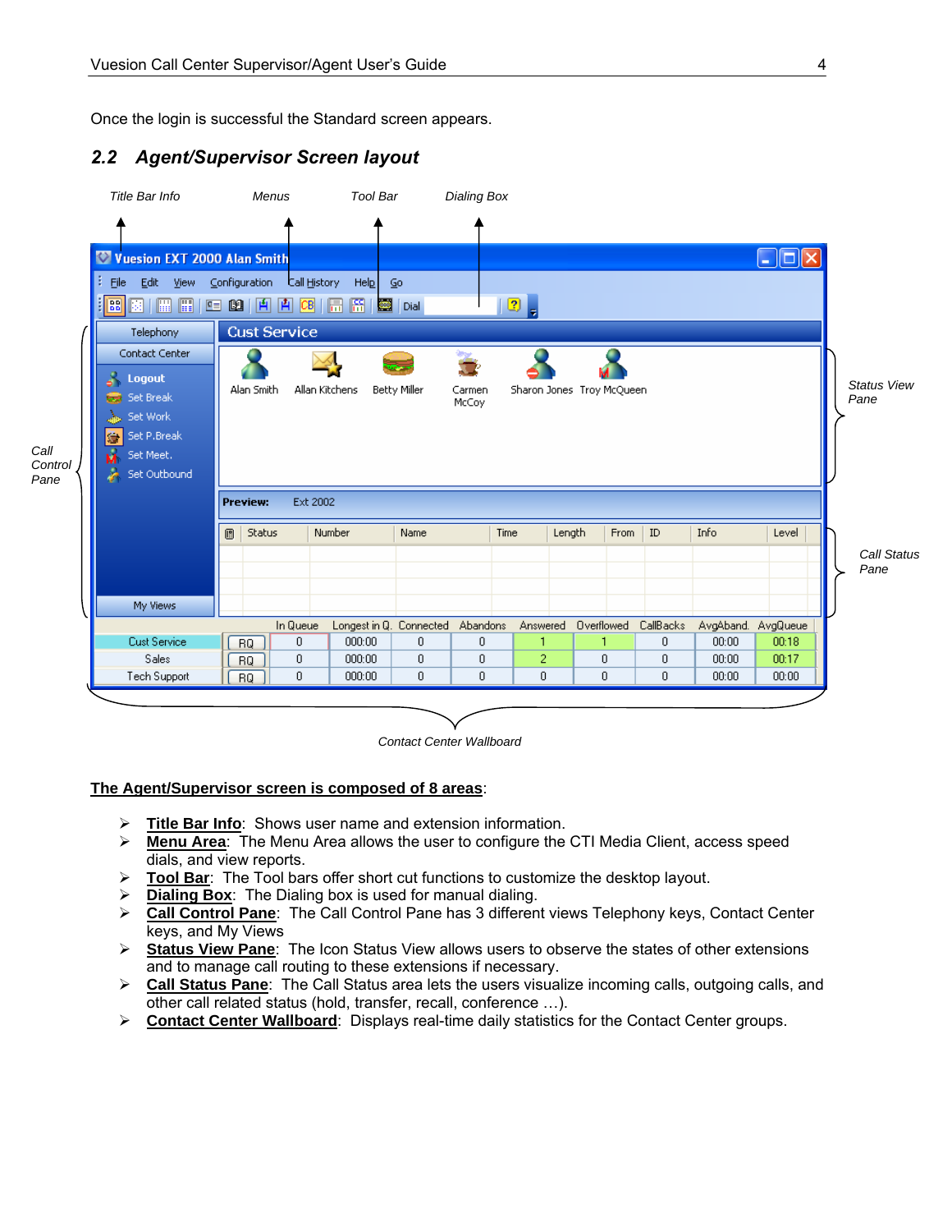Once the login is successful the Standard screen appears.

## 2.2 Agent/Supervisor Screen layout

**The Agent/Supervisor screen is composed of 8 areas**:

- **Title Bar Info**: Shows user name and extension information.
- **Menu Area**: The Menu Area allows the user to configure the CTI Media Client, access speed dials, and view reports.
- **Tool Bar**: The Tool bars offer short cut functions to customize the desktop layout.
- **Dialing Box**: The Dialing box is used for manual dialing.
- **Call Control Pane**: The Call Control Pane has 3 different views Telephony keys, Contact Center keys, and My Views
- **Status View Pane**: The Icon Status View allows users to observe the states of other extensions and to manage call routing to these extensions if necessary.
- **Call Status Pane**: The Call Status area lets the users visualize incoming calls, outgoing calls, and other call related status (hold, transfer, recall, conference …).
- **Contact Center Wallboard**: Displays real-time daily statistics for the Contact Center groups.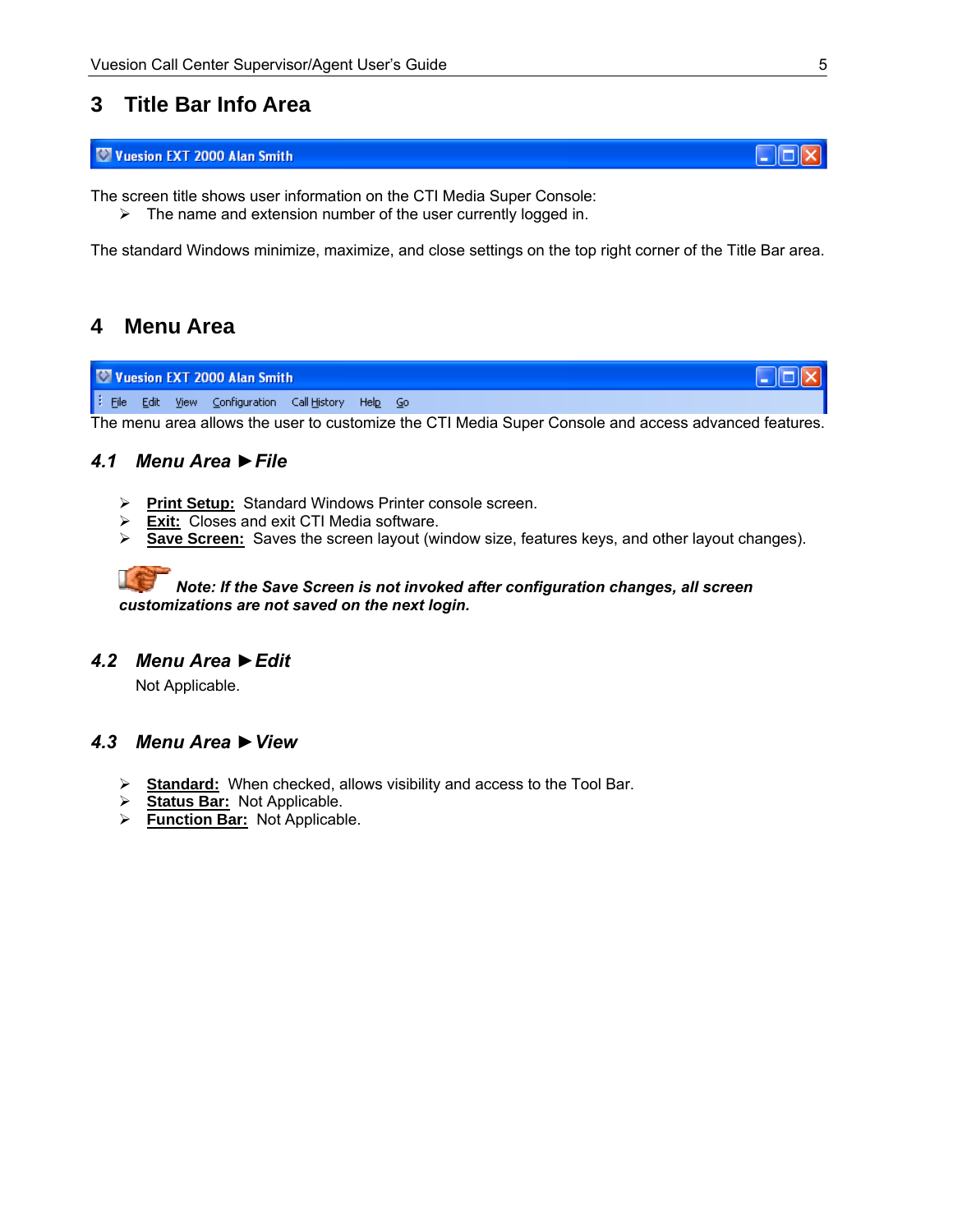# 3 Title Bar Info Area

The screen title shows user information on the CTI Media Super Console:

- The name and extension number of the user currently logged in.

The standard Windows minimize, maximize, and close settings on the top right corner of the Title Bar area.

# 4 Menu Area

The menu area allows the user to customize the CTI Media Super Console and access advanced features.

## *4.1 Menu Area ►File*

- **Print Setup:** Standard Windows Printer console screen.
- **Exit:** Closes and exit CTI Media software.
- **Save Screen:** Saves the screen layout (window size, features keys, and other layout changes).

***Note: If the Save Screen is not invoked after configuration changes, all screen customizations are not saved on the next login.***

## *4.2 Menu Area ►Edit*

Not Applicable.

## *4.3 Menu Area ►View*

- **Standard:** When checked, allows visibility and access to the Tool Bar.
- **Status Bar:** Not Applicable.
- **Function Bar:** Not Applicable.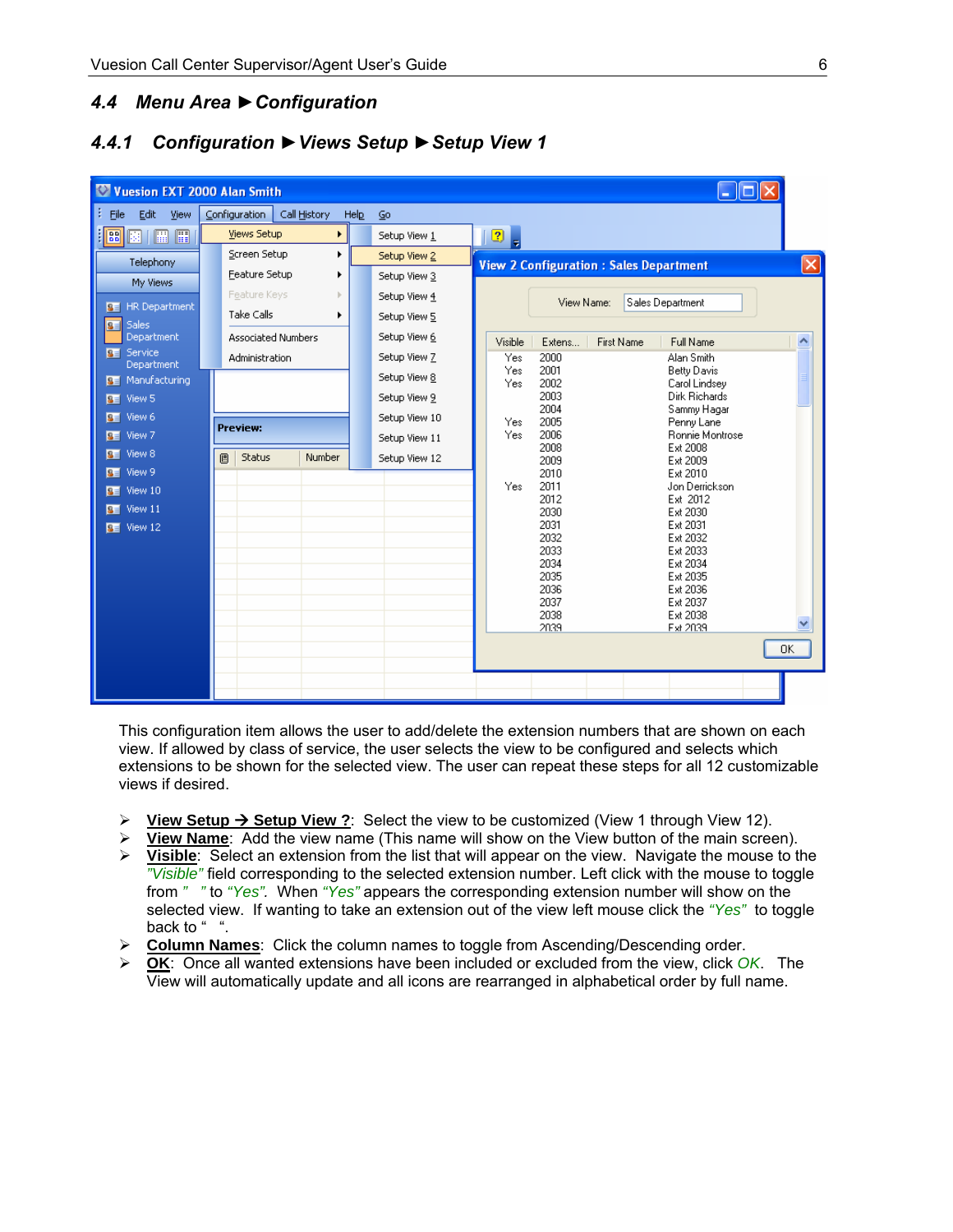## 4.4 Menu Area ► Configuration

### 4.4.1 Configuration ► Views Setup ► Setup View 1

This configuration item allows the user to add/delete the extension numbers that are shown on each view. If allowed by class of service, the user selects the view to be configured and selects which extensions to be shown for the selected view. The user can repeat these steps for all 12 customizable views if desired.

- **View Setup → Setup View ?**: Select the view to be customized (View 1 through View 12).
- **View Name**: Add the view name (This name will show on the View button of the main screen).
- **Visible**: Select an extension from the list that will appear on the view. Navigate the mouse to the *"Visible"* field corresponding to the selected extension number. Left click with the mouse to toggle from *"  "* to *"Yes"*. When *"Yes"* appears the corresponding extension number will show on the selected view. If wanting to take an extension out of the view left mouse click the *"Yes"* to toggle back to "  ".
- **Column Names**: Click the column names to toggle from Ascending/Descending order.
- **OK**: Once all wanted extensions have been included or excluded from the view, click *OK*. The View will automatically update and all icons are rearranged in alphabetical order by full name.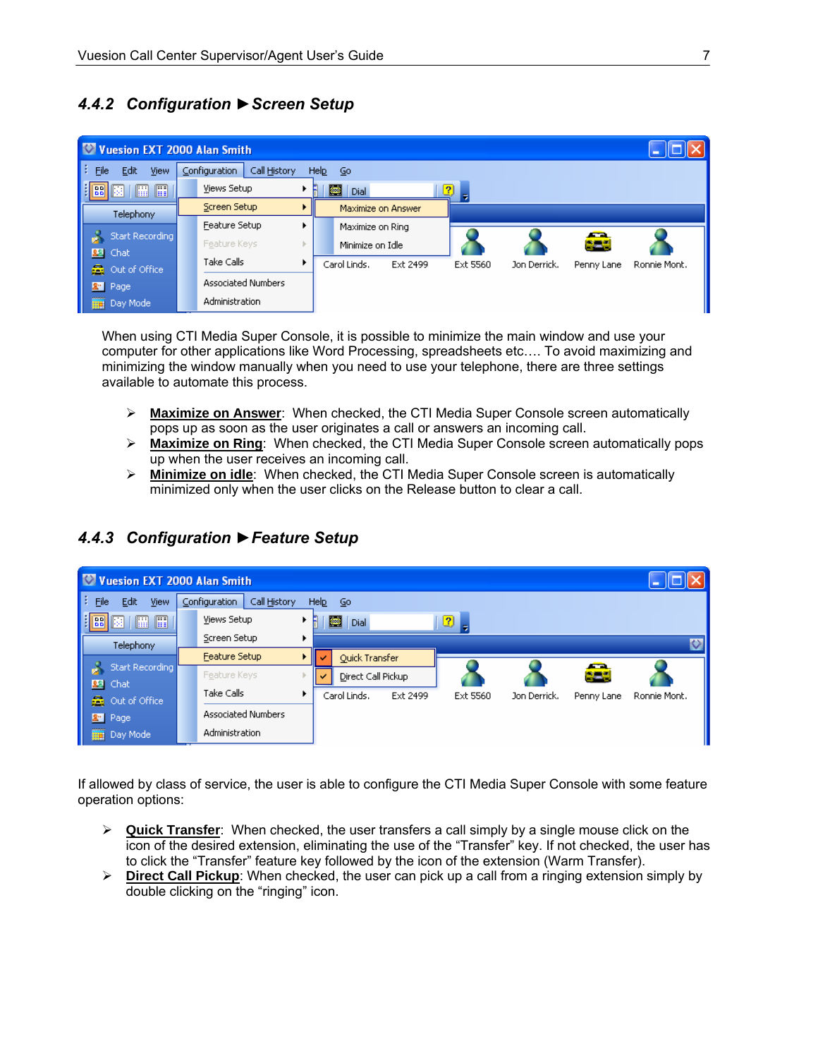### 4.4.2 Configuration ► Screen Setup

When using CTI Media Super Console, it is possible to minimize the main window and use your computer for other applications like Word Processing, spreadsheets etc…. To avoid maximizing and minimizing the window manually when you need to use your telephone, there are three settings available to automate this process.

- **Maximize on Answer**: When checked, the CTI Media Super Console screen automatically pops up as soon as the user originates a call or answers an incoming call.
- **Maximize on Ring**: When checked, the CTI Media Super Console screen automatically pops up when the user receives an incoming call.
- **Minimize on idle**: When checked, the CTI Media Super Console screen is automatically minimized only when the user clicks on the Release button to clear a call.

### 4.4.3 Configuration ► Feature Setup

If allowed by class of service, the user is able to configure the CTI Media Super Console with some feature operation options:

- **Quick Transfer**: When checked, the user transfers a call simply by a single mouse click on the icon of the desired extension, eliminating the use of the "Transfer" key. If not checked, the user has to click the "Transfer" feature key followed by the icon of the extension (Warm Transfer).
- **Direct Call Pickup**: When checked, the user can pick up a call from a ringing extension simply by double clicking on the "ringing" icon.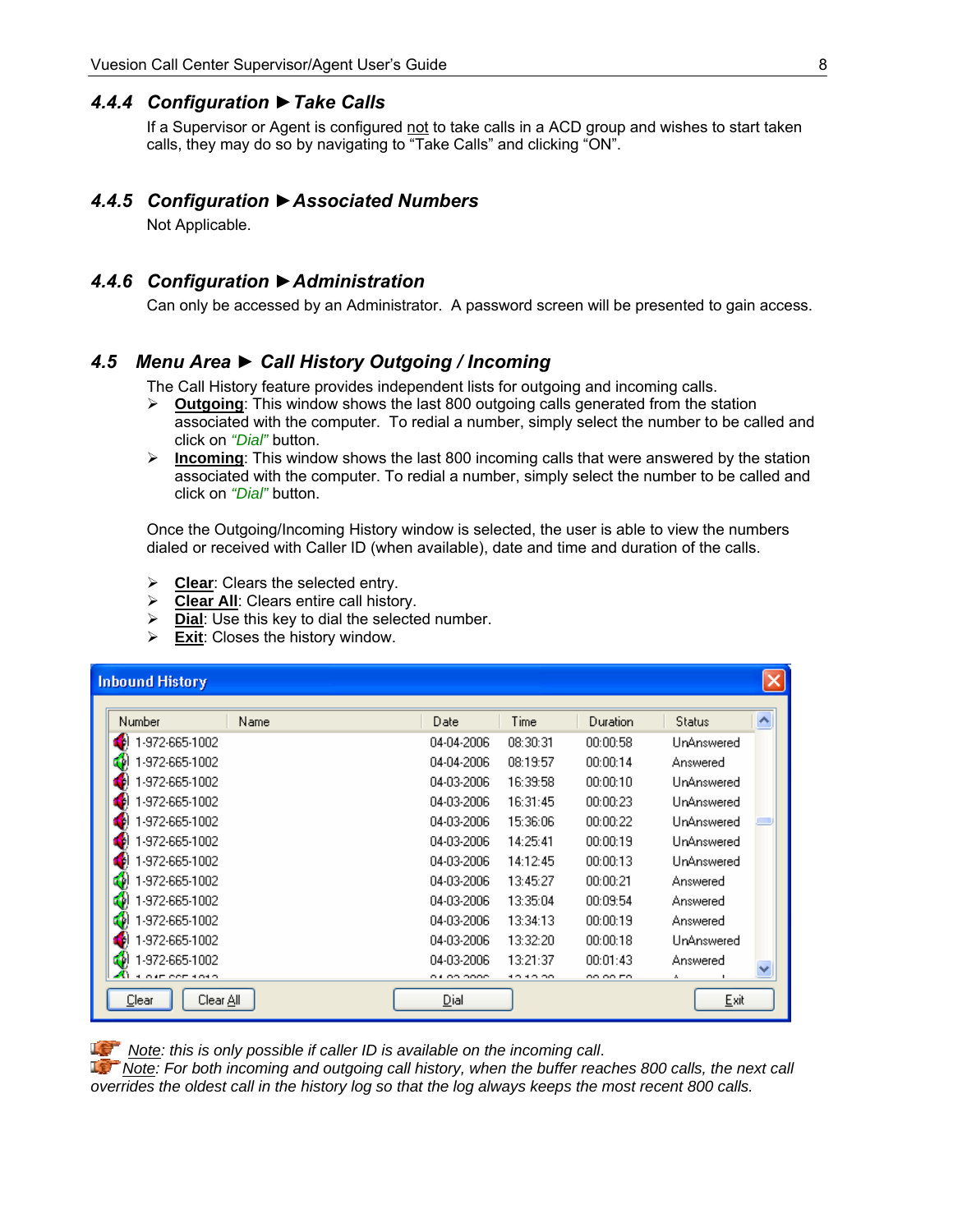### 4.4.4 Configuration ► Take Calls

If a Supervisor or Agent is configured not to take calls in a ACD group and wishes to start taken calls, they may do so by navigating to "Take Calls" and clicking "ON".

### 4.4.5 Configuration ► Associated Numbers

Not Applicable.

### 4.4.6 Configuration ► Administration

Can only be accessed by an Administrator. A password screen will be presented to gain access.

## 4.5 Menu Area ► Call History Outgoing / Incoming

The Call History feature provides independent lists for outgoing and incoming calls.

- **Outgoing**: This window shows the last 800 outgoing calls generated from the station associated with the computer. To redial a number, simply select the number to be called and click on *"Dial"* button.
- **Incoming**: This window shows the last 800 incoming calls that were answered by the station associated with the computer. To redial a number, simply select the number to be called and click on *"Dial"* button.

Once the Outgoing/Incoming History window is selected, the user is able to view the numbers dialed or received with Caller ID (when available), date and time and duration of the calls.

- **Clear**: Clears the selected entry.
- **Clear All**: Clears entire call history.
- **Dial**: Use this key to dial the selected number.
- **Exit**: Closes the history window.

**Inbound History**

| Number | Name | Date | Time | Duration | Status |
|---|---|---|---|---|---|
| 1-972-665-1002 | | 04-04-2006 | 08:30:31 | 00:00:58 | UnAnswered |
| 1-972-665-1002 | | 04-04-2006 | 08:19:57 | 00:00:14 | Answered |
| 1-972-665-1002 | | 04-03-2006 | 16:39:58 | 00:00:10 | UnAnswered |
| 1-972-665-1002 | | 04-03-2006 | 16:31:45 | 00:00:23 | UnAnswered |
| 1-972-665-1002 | | 04-03-2006 | 15:36:06 | 00:00:22 | UnAnswered |
| 1-972-665-1002 | | 04-03-2006 | 14:25:41 | 00:00:19 | UnAnswered |
| 1-972-665-1002 | | 04-03-2006 | 14:12:45 | 00:00:13 | UnAnswered |
| 1-972-665-1002 | | 04-03-2006 | 13:45:27 | 00:00:21 | Answered |
| 1-972-665-1002 | | 04-03-2006 | 13:35:04 | 00:09:54 | Answered |
| 1-972-665-1002 | | 04-03-2006 | 13:34:13 | 00:00:19 | Answered |
| 1-972-665-1002 | | 04-03-2006 | 13:32:20 | 00:00:18 | UnAnswered |
| 1-972-665-1002 | | 04-03-2006 | 13:21:37 | 00:01:43 | Answered |

Clear | Clear All | Dial | Exit

*Note: this is only possible if caller ID is available on the incoming call.*

*Note: For both incoming and outgoing call history, when the buffer reaches 800 calls, the next call overrides the oldest call in the history log so that the log always keeps the most recent 800 calls.*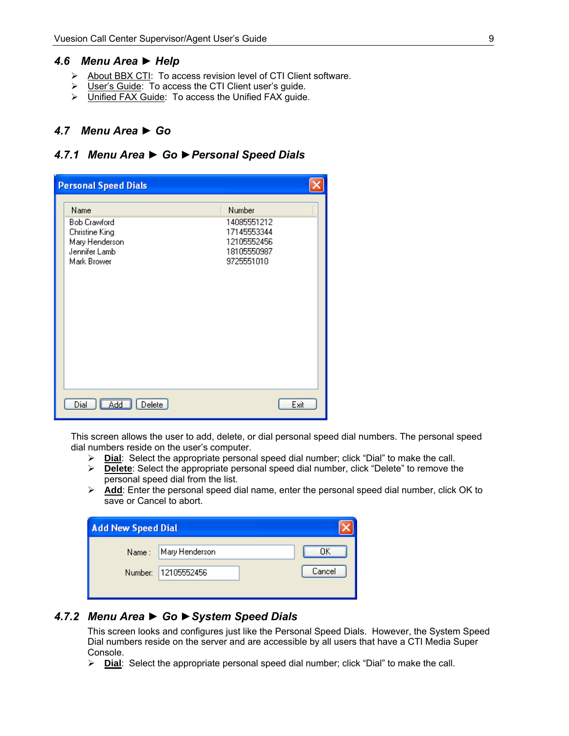## 4.6 Menu Area ► Help

- About BBX CTI: To access revision level of CTI Client software.
- User's Guide: To access the CTI Client user's guide.
- Unified FAX Guide: To access the Unified FAX guide.

## 4.7 Menu Area ► Go

### 4.7.1 Menu Area ► Go ► Personal Speed Dials

This screen allows the user to add, delete, or dial personal speed dial numbers. The personal speed dial numbers reside on the user's computer.

- **Dial**: Select the appropriate personal speed dial number; click "Dial" to make the call.
- **Delete**: Select the appropriate personal speed dial number, click "Delete" to remove the personal speed dial from the list.
- **Add**: Enter the personal speed dial name, enter the personal speed dial number, click OK to save or Cancel to abort.

### 4.7.2 Menu Area ► Go ► System Speed Dials

This screen looks and configures just like the Personal Speed Dials. However, the System Speed Dial numbers reside on the server and are accessible by all users that have a CTI Media Super Console.

- **Dial**: Select the appropriate personal speed dial number; click "Dial" to make the call.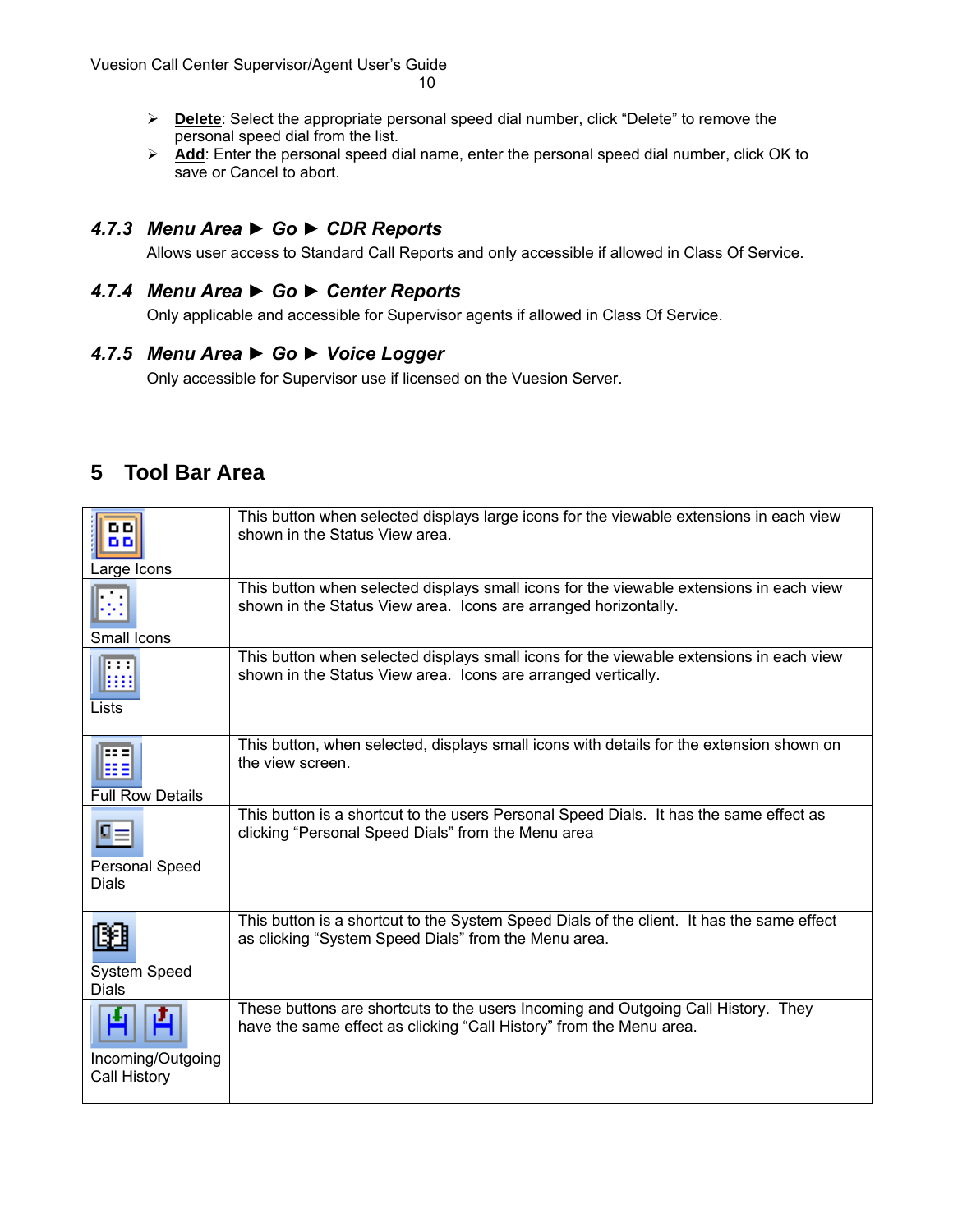- **Delete**: Select the appropriate personal speed dial number, click "Delete" to remove the personal speed dial from the list.
- **Add**: Enter the personal speed dial name, enter the personal speed dial number, click OK to save or Cancel to abort.

### 4.7.3 *Menu Area ► Go ► CDR Reports*

Allows user access to Standard Call Reports and only accessible if allowed in Class Of Service.

### 4.7.4 *Menu Area ► Go ► Center Reports*

Only applicable and accessible for Supervisor agents if allowed in Class Of Service.

### 4.7.5 *Menu Area ► Go ► Voice Logger*

Only accessible for Supervisor use if licensed on the Vuesion Server.

# 5 Tool Bar Area

| Button | Description |
| --- | --- |
| Large Icons | This button when selected displays large icons for the viewable extensions in each view shown in the Status View area. |
| Small Icons | This button when selected displays small icons for the viewable extensions in each view shown in the Status View area. Icons are arranged horizontally. |
| Lists | This button when selected displays small icons for the viewable extensions in each view shown in the Status View area. Icons are arranged vertically. |
| Full Row Details | This button, when selected, displays small icons with details for the extension shown on the view screen. |
| Personal Speed Dials | This button is a shortcut to the users Personal Speed Dials. It has the same effect as clicking "Personal Speed Dials" from the Menu area |
| System Speed Dials | This button is a shortcut to the System Speed Dials of the client. It has the same effect as clicking "System Speed Dials" from the Menu area. |
| Incoming/Outgoing Call History | These buttons are shortcuts to the users Incoming and Outgoing Call History. They have the same effect as clicking "Call History" from the Menu area. |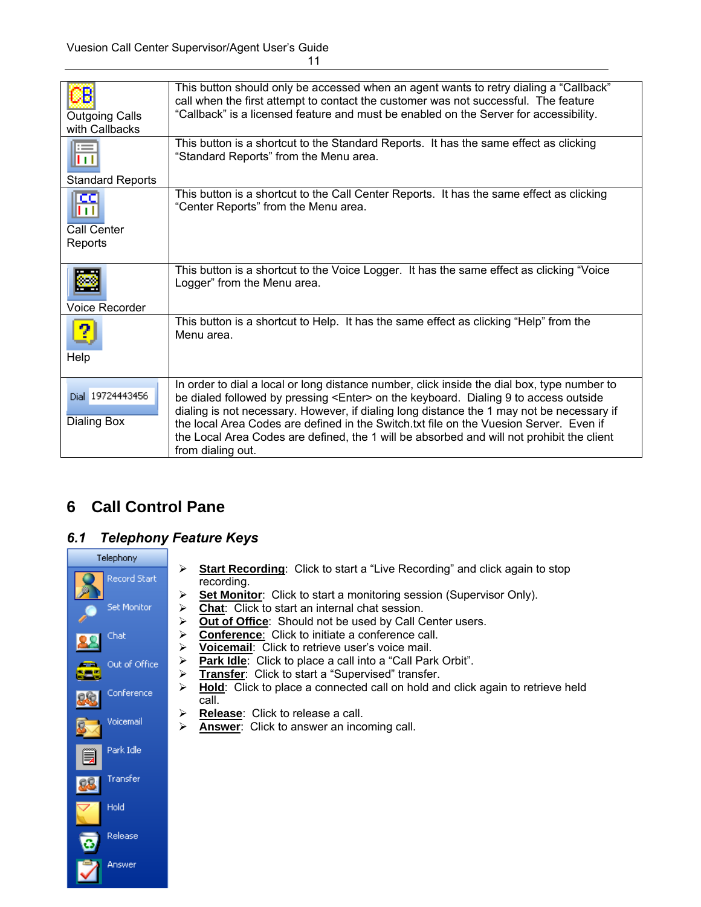| | |
|---|---|
| Outgoing Calls with Callbacks | This button should only be accessed when an agent wants to retry dialing a "Callback" call when the first attempt to contact the customer was not successful. The feature "Callback" is a licensed feature and must be enabled on the Server for accessibility. |
| Standard Reports | This button is a shortcut to the Standard Reports. It has the same effect as clicking "Standard Reports" from the Menu area. |
| Call Center Reports | This button is a shortcut to the Call Center Reports. It has the same effect as clicking "Center Reports" from the Menu area. |
| Voice Recorder | This button is a shortcut to the Voice Logger. It has the same effect as clicking "Voice Logger" from the Menu area. |
| Help | This button is a shortcut to Help. It has the same effect as clicking "Help" from the Menu area. |
| Dial 19724443456<br>Dialing Box | In order to dial a local or long distance number, click inside the dial box, type number to be dialed followed by pressing <Enter> on the keyboard. Dialing 9 to access outside dialing is not necessary. However, if dialing long distance the 1 may not be necessary if the local Area Codes are defined in the Switch.txt file on the Vuesion Server. Even if the Local Area Codes are defined, the 1 will be absorbed and will not prohibit the client from dialing out. |

# 6 Call Control Pane

## *6.1 Telephony Feature Keys*

Telephony: Record Start, Set Monitor, Chat, Out of Office, Conference, Voicemail, Park Idle, Transfer, Hold, Release, Answer

- **Start Recording**: Click to start a "Live Recording" and click again to stop recording.
- **Set Monitor**: Click to start a monitoring session (Supervisor Only).
- **Chat**: Click to start an internal chat session.
- **Out of Office**: Should not be used by Call Center users.
- **Conference**: Click to initiate a conference call.
- **Voicemail**: Click to retrieve user's voice mail.
- **Park Idle**: Click to place a call into a "Call Park Orbit".
- **Transfer**: Click to start a "Supervised" transfer.
- **Hold**: Click to place a connected call on hold and click again to retrieve held call.
- **Release**: Click to release a call.
- **Answer**: Click to answer an incoming call.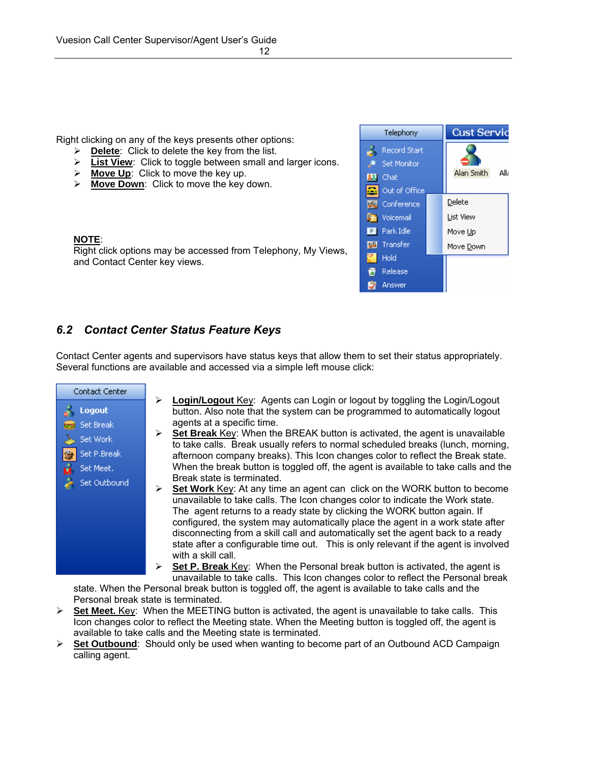Right clicking on any of the keys presents other options:

- **Delete**: Click to delete the key from the list.
- **List View**: Click to toggle between small and larger icons.
- **Move Up**: Click to move the key up.
- **Move Down**: Click to move the key down.

**NOTE**:
Right click options may be accessed from Telephony, My Views, and Contact Center key views.

## 6.2 Contact Center Status Feature Keys

Contact Center agents and supervisors have status keys that allow them to set their status appropriately. Several functions are available and accessed via a simple left mouse click:

- **Login/Logout** Key: Agents can Login or logout by toggling the Login/Logout button. Also note that the system can be programmed to automatically logout agents at a specific time.
- **Set Break** Key: When the BREAK button is activated, the agent is unavailable to take calls. Break usually refers to normal scheduled breaks (lunch, morning, afternoon company breaks). This Icon changes color to reflect the Break state. When the break button is toggled off, the agent is available to take calls and the Break state is terminated.
- **Set Work** Key: At any time an agent can click on the WORK button to become unavailable to take calls. The Icon changes color to indicate the Work state. The agent returns to a ready state by clicking the WORK button again. If configured, the system may automatically place the agent in a work state after disconnecting from a skill call and automatically set the agent back to a ready state after a configurable time out. This is only relevant if the agent is involved with a skill call.
- **Set P. Break** Key: When the Personal break button is activated, the agent is unavailable to take calls. This Icon changes color to reflect the Personal break state. When the Personal break button is toggled off, the agent is available to take calls and the Personal break state is terminated.
- **Set Meet.** Key: When the MEETING button is activated, the agent is unavailable to take calls. This Icon changes color to reflect the Meeting state. When the Meeting button is toggled off, the agent is available to take calls and the Meeting state is terminated.
- **Set Outbound**: Should only be used when wanting to become part of an Outbound ACD Campaign calling agent.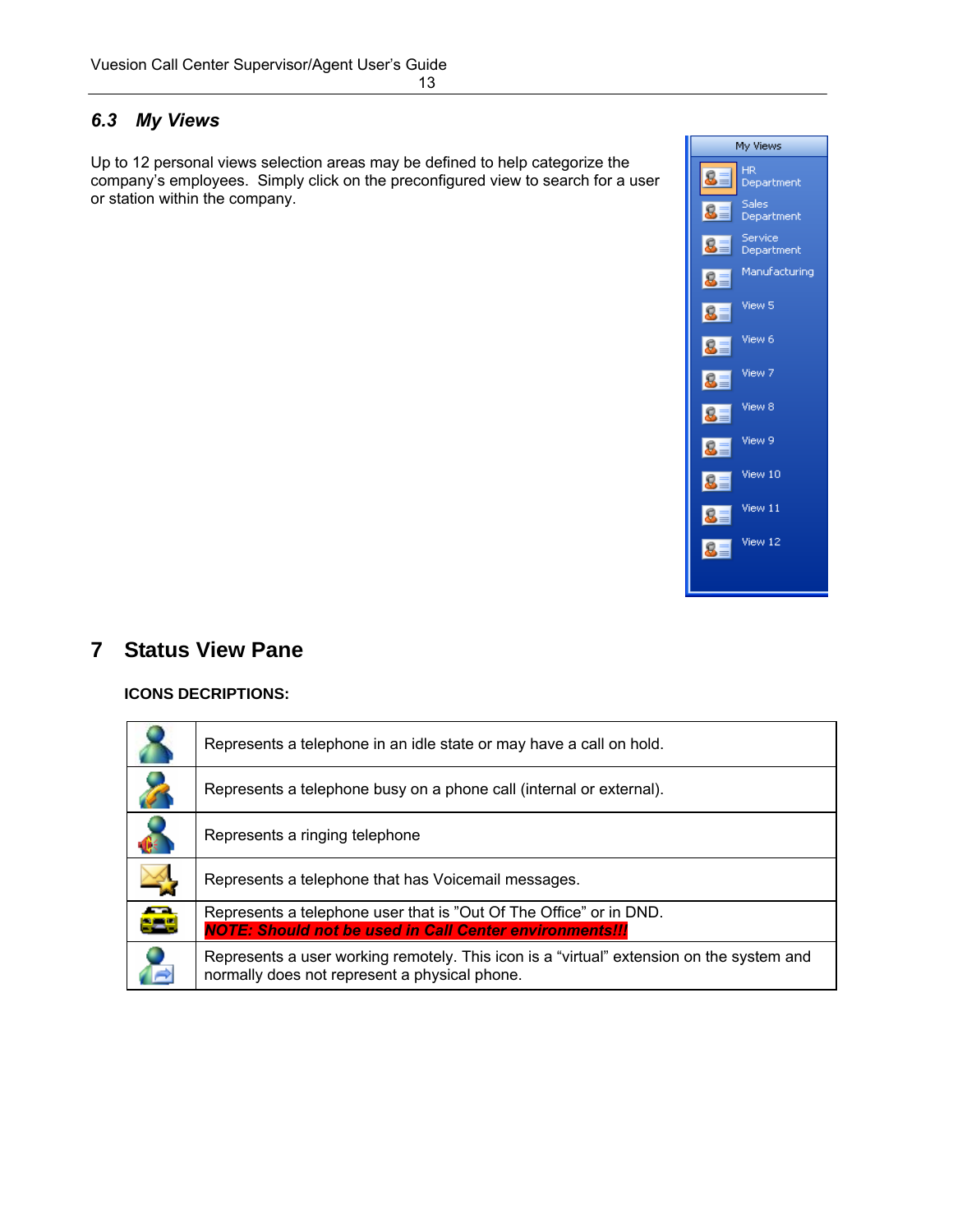## 6.3 My Views

Up to 12 personal views selection areas may be defined to help categorize the company's employees. Simply click on the preconfigured view to search for a user or station within the company.

# 7 Status View Pane

**ICONS DECRIPTIONS:**

| | |
|---|---|
| | Represents a telephone in an idle state or may have a call on hold. |
| | Represents a telephone busy on a phone call (internal or external). |
| | Represents a ringing telephone |
| | Represents a telephone that has Voicemail messages. |
| | Represents a telephone user that is "Out Of The Office" or in DND. ***NOTE: Should not be used in Call Center environments!!!*** |
| | Represents a user working remotely. This icon is a "virtual" extension on the system and normally does not represent a physical phone. |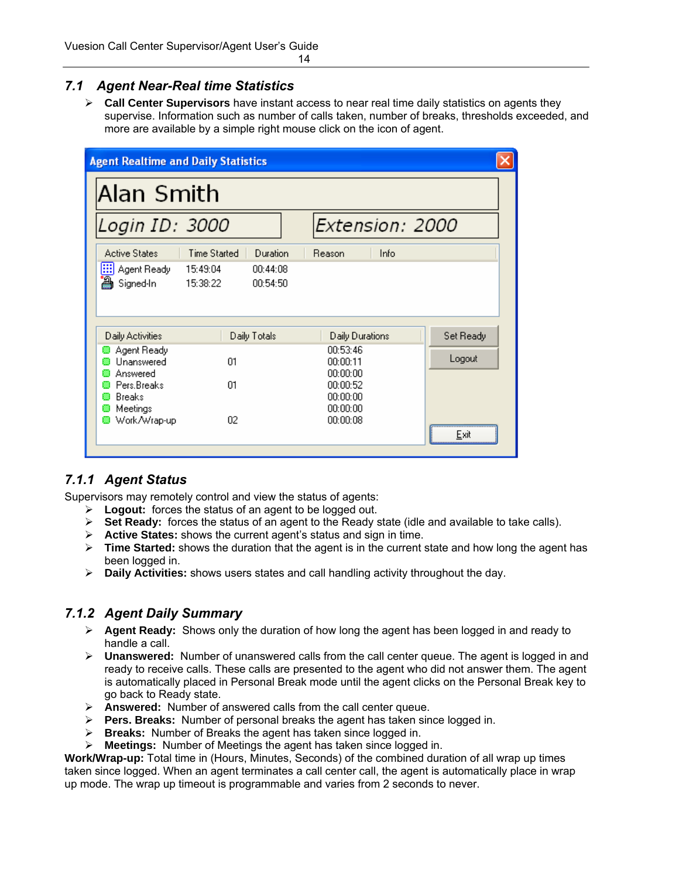## 7.1 Agent Near-Real time Statistics

- **Call Center Supervisors** have instant access to near real time daily statistics on agents they supervise. Information such as number of calls taken, number of breaks, thresholds exceeded, and more are available by a simple right mouse click on the icon of agent.

**Agent Realtime and Daily Statistics**

Alan Smith

Login ID: 3000    Extension: 2000

| Active States | Time Started | Duration | Reason | Info |
|---|---|---|---|---|
| Agent Ready | 15:49:04 | 00:44:08 | | |
| Signed-In | 15:38:22 | 00:54:50 | | |

| Daily Activities | Daily Totals | Daily Durations |
|---|---|---|
| Agent Ready | | 00:53:46 |
| Unanswered | 01 | 00:00:11 |
| Answered | | 00:00:00 |
| Pers.Breaks | 01 | 00:00:52 |
| Breaks | | 00:00:00 |
| Meetings | | 00:00:00 |
| Work/Wrap-up | 02 | 00:00:08 |

Set Ready | Logout | Exit

### 7.1.1 Agent Status

Supervisors may remotely control and view the status of agents:

- **Logout:** forces the status of an agent to be logged out.
- **Set Ready:** forces the status of an agent to the Ready state (idle and available to take calls).
- **Active States:** shows the current agent's status and sign in time.
- **Time Started:** shows the duration that the agent is in the current state and how long the agent has been logged in.
- **Daily Activities:** shows users states and call handling activity throughout the day.

### 7.1.2 Agent Daily Summary

- **Agent Ready:** Shows only the duration of how long the agent has been logged in and ready to handle a call.
- **Unanswered:** Number of unanswered calls from the call center queue. The agent is logged in and ready to receive calls. These calls are presented to the agent who did not answer them. The agent is automatically placed in Personal Break mode until the agent clicks on the Personal Break key to go back to Ready state.
- **Answered:** Number of answered calls from the call center queue.
- **Pers. Breaks:** Number of personal breaks the agent has taken since logged in.
- **Breaks:** Number of Breaks the agent has taken since logged in.
- **Meetings:** Number of Meetings the agent has taken since logged in.

**Work/Wrap-up:** Total time in (Hours, Minutes, Seconds) of the combined duration of all wrap up times taken since logged. When an agent terminates a call center call, the agent is automatically place in wrap up mode. The wrap up timeout is programmable and varies from 2 seconds to never.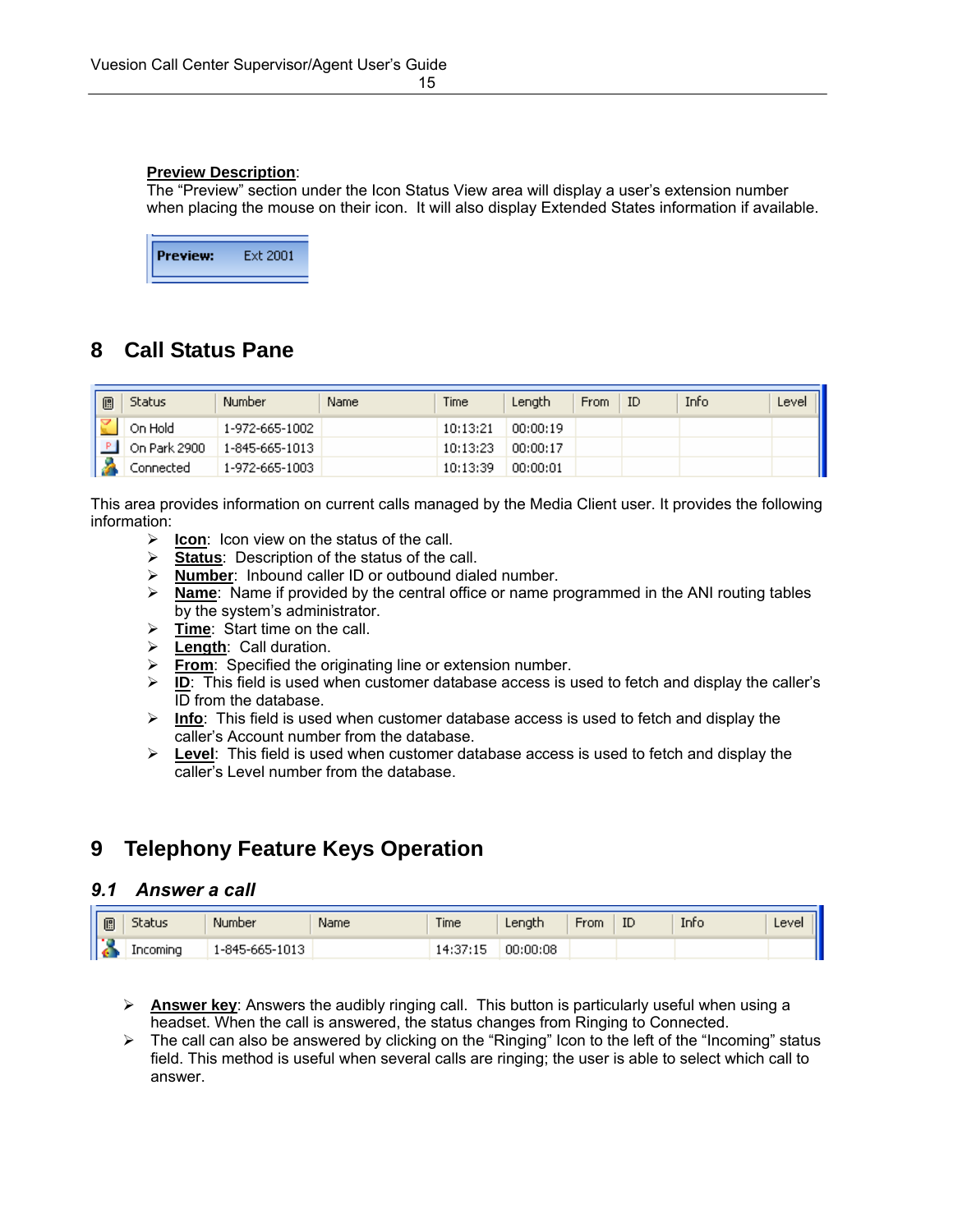**Preview Description**:
The "Preview" section under the Icon Status View area will display a user's extension number when placing the mouse on their icon. It will also display Extended States information if available.

| **Preview:** | Ext 2001 |
|---|---|

# 8 Call Status Pane

| | Status | Number | Name | Time | Length | From | ID | Info | Level |
|---|---|---|---|---|---|---|---|---|---|
| | On Hold | 1-972-665-1002 | | 10:13:21 | 00:00:19 | | | | |
| | On Park 2900 | 1-845-665-1013 | | 10:13:23 | 00:00:17 | | | | |
| | Connected | 1-972-665-1003 | | 10:13:39 | 00:00:01 | | | | |

This area provides information on current calls managed by the Media Client user. It provides the following information:

- **Icon**: Icon view on the status of the call.
- **Status**: Description of the status of the call.
- **Number**: Inbound caller ID or outbound dialed number.
- **Name**: Name if provided by the central office or name programmed in the ANI routing tables by the system's administrator.
- **Time**: Start time on the call.
- **Length**: Call duration.
- **From**: Specified the originating line or extension number.
- **ID**: This field is used when customer database access is used to fetch and display the caller's ID from the database.
- **Info**: This field is used when customer database access is used to fetch and display the caller's Account number from the database.
- **Level**: This field is used when customer database access is used to fetch and display the caller's Level number from the database.

# 9 Telephony Feature Keys Operation

## *9.1 Answer a call*

| | Status | Number | Name | Time | Length | From | ID | Info | Level |
|---|---|---|---|---|---|---|---|---|---|
| | Incoming | 1-845-665-1013 | | 14:37:15 | 00:00:08 | | | | |

- **Answer key**: Answers the audibly ringing call. This button is particularly useful when using a headset. When the call is answered, the status changes from Ringing to Connected.
- The call can also be answered by clicking on the "Ringing" Icon to the left of the "Incoming" status field. This method is useful when several calls are ringing; the user is able to select which call to answer.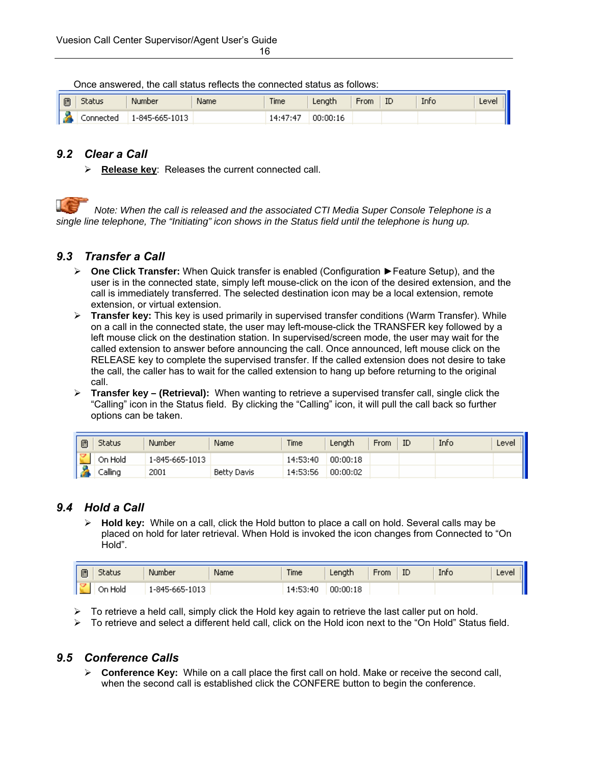Once answered, the call status reflects the connected status as follows:

| | Status | Number | Name | Time | Length | From | ID | Info | Level |
|---|---|---|---|---|---|---|---|---|---|
| | Connected | 1-845-665-1013 | | 14:47:47 | 00:00:16 | | | | |

## 9.2 Clear a Call

- **Release key**: Releases the current connected call.

*Note: When the call is released and the associated CTI Media Super Console Telephone is a single line telephone, The "Initiating" icon shows in the Status field until the telephone is hung up.*

## 9.3 Transfer a Call

- **One Click Transfer:** When Quick transfer is enabled (Configuration ►Feature Setup), and the user is in the connected state, simply left mouse-click on the icon of the desired extension, and the call is immediately transferred. The selected destination icon may be a local extension, remote extension, or virtual extension.
- **Transfer key:** This key is used primarily in supervised transfer conditions (Warm Transfer). While on a call in the connected state, the user may left-mouse-click the TRANSFER key followed by a left mouse click on the destination station. In supervised/screen mode, the user may wait for the called extension to answer before announcing the call. Once announced, left mouse click on the RELEASE key to complete the supervised transfer. If the called extension does not desire to take the call, the caller has to wait for the called extension to hang up before returning to the original call.
- **Transfer key – (Retrieval):** When wanting to retrieve a supervised transfer call, single click the "Calling" icon in the Status field. By clicking the "Calling" icon, it will pull the call back so further options can be taken.

| | Status | Number | Name | Time | Length | From | ID | Info | Level |
|---|---|---|---|---|---|---|---|---|---|
| | On Hold | 1-845-665-1013 | | 14:53:40 | 00:00:18 | | | | |
| | Calling | 2001 | Betty Davis | 14:53:56 | 00:00:02 | | | | |

## 9.4 Hold a Call

- **Hold key:** While on a call, click the Hold button to place a call on hold. Several calls may be placed on hold for later retrieval. When Hold is invoked the icon changes from Connected to "On Hold".

| | Status | Number | Name | Time | Length | From | ID | Info | Level |
|---|---|---|---|---|---|---|---|---|---|
| | On Hold | 1-845-665-1013 | | 14:53:40 | 00:00:18 | | | | |

- To retrieve a held call, simply click the Hold key again to retrieve the last caller put on hold.
- To retrieve and select a different held call, click on the Hold icon next to the "On Hold" Status field.

## 9.5 Conference Calls

- **Conference Key:** While on a call place the first call on hold. Make or receive the second call, when the second call is established click the CONFERE button to begin the conference.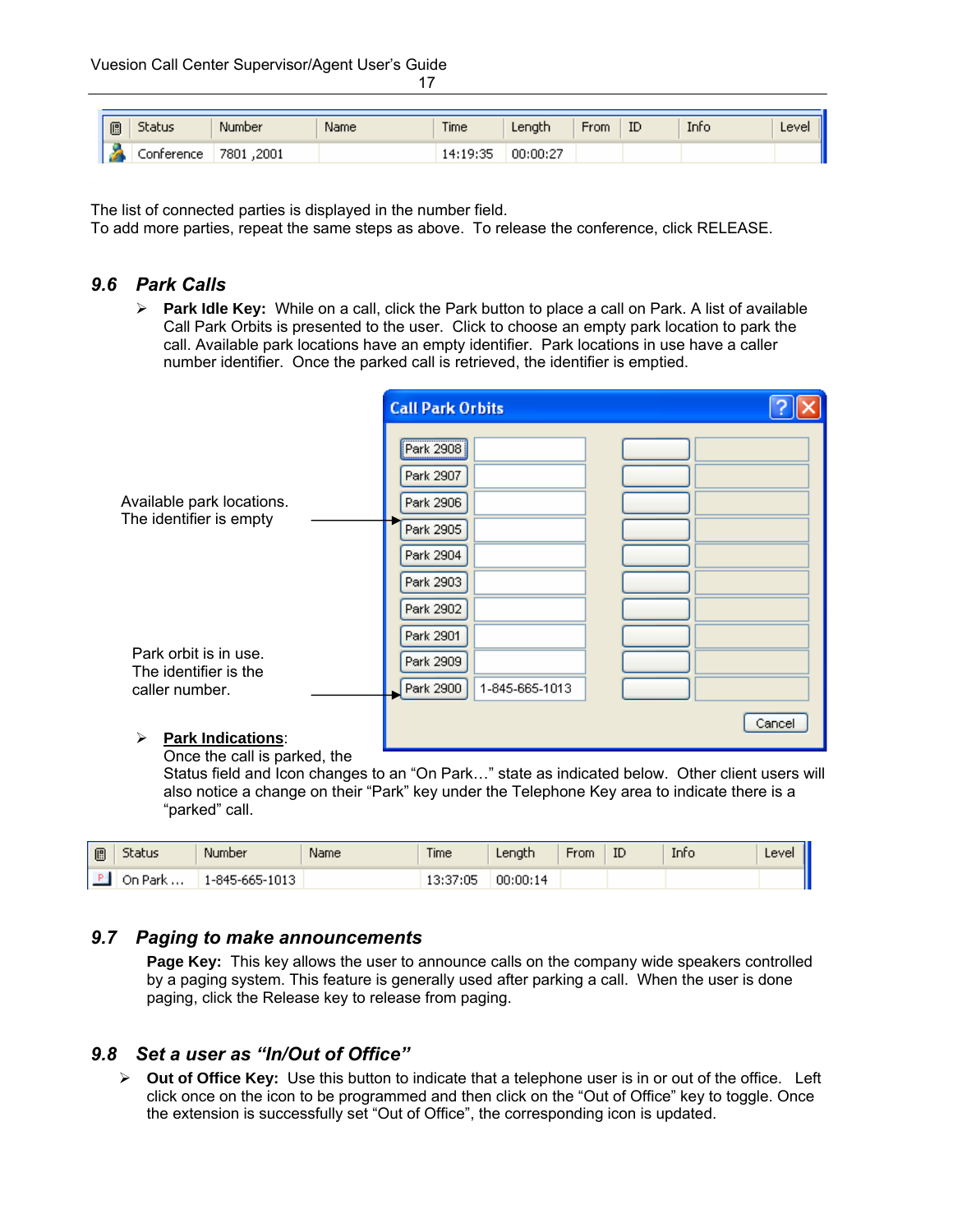| | Status | Number | Name | Time | Length | From | ID | Info | Level |
|---|---|---|---|---|---|---|---|---|---|
| | Conference | 7801 ,2001 | | 14:19:35 | 00:00:27 | | | | |

The list of connected parties is displayed in the number field.
To add more parties, repeat the same steps as above. To release the conference, click RELEASE.

## 9.6 *Park Calls*

- **Park Idle Key:** While on a call, click the Park button to place a call on Park. A list of available Call Park Orbits is presented to the user. Click to choose an empty park location to park the call. Available park locations have an empty identifier. Park locations in use have a caller number identifier. Once the parked call is retrieved, the identifier is emptied.

Available park locations. The identifier is empty

Park orbit is in use. The identifier is the caller number.

**Call Park Orbits**

| | |
|---|---|
| Park 2908 | |
| Park 2907 | |
| Park 2906 | |
| Park 2905 | |
| Park 2904 | |
| Park 2903 | |
| Park 2902 | |
| Park 2901 | |
| Park 2909 | |
| Park 2900 | 1-845-665-1013 |

Cancel

- **Park Indications**:
  Once the call is parked, the Status field and Icon changes to an "On Park…" state as indicated below. Other client users will also notice a change on their "Park" key under the Telephone Key area to indicate there is a "parked" call.

| | Status | Number | Name | Time | Length | From | ID | Info | Level |
|---|---|---|---|---|---|---|---|---|---|
| | On Park ... | 1-845-665-1013 | | 13:37:05 | 00:00:14 | | | | |

## 9.7 *Paging to make announcements*

**Page Key:** This key allows the user to announce calls on the company wide speakers controlled by a paging system. This feature is generally used after parking a call. When the user is done paging, click the Release key to release from paging.

## 9.8 *Set a user as "In/Out of Office"*

- **Out of Office Key:** Use this button to indicate that a telephone user is in or out of the office. Left click once on the icon to be programmed and then click on the "Out of Office" key to toggle. Once the extension is successfully set "Out of Office", the corresponding icon is updated.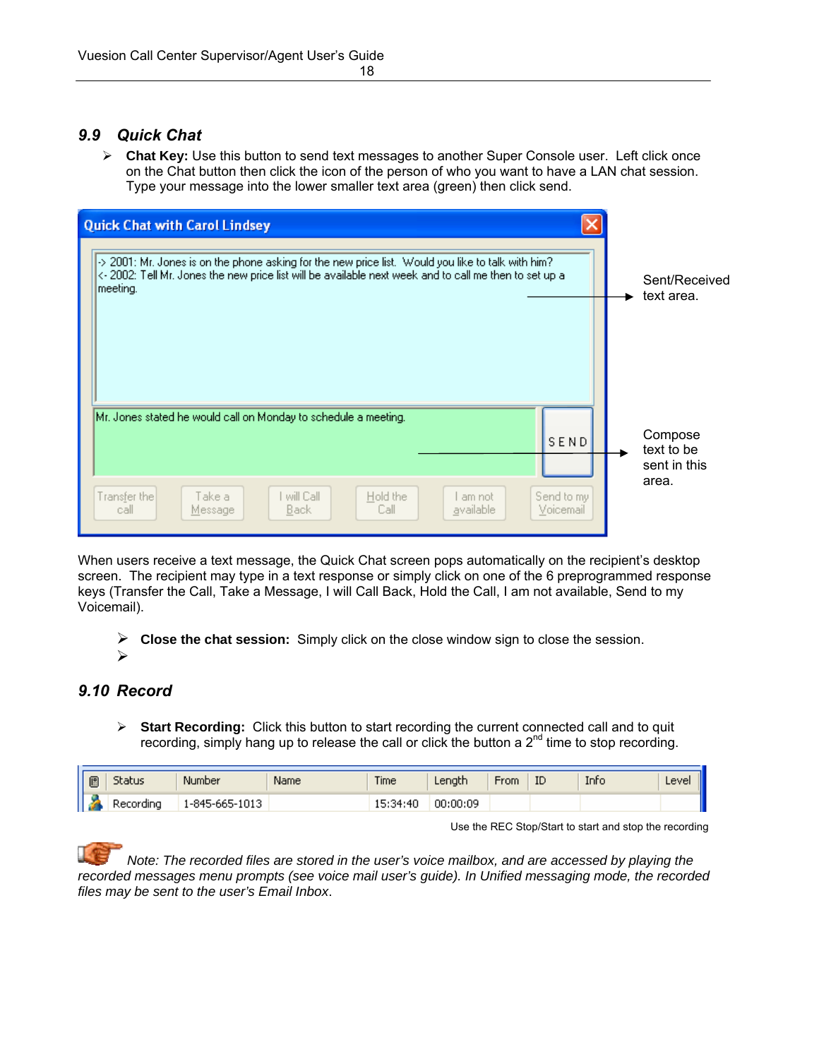## 9.9 Quick Chat

- **Chat Key:** Use this button to send text messages to another Super Console user. Left click once on the Chat button then click the icon of the person of who you want to have a LAN chat session. Type your message into the lower smaller text area (green) then click send.

Quick Chat with Carol Lindsey

-> 2001: Mr. Jones is on the phone asking for the new price list. Would you like to talk with him?
<- 2002: Tell Mr. Jones the new price list will be available next week and to call me then to set up a meeting.

Sent/Received text area.

Mr. Jones stated he would call on Monday to schedule a meeting.

SEND

Compose text to be sent in this area.

Transfer the call | Take a Message | I will Call Back | Hold the Call | I am not available | Send to my Voicemail

When users receive a text message, the Quick Chat screen pops automatically on the recipient's desktop screen. The recipient may type in a text response or simply click on one of the 6 preprogrammed response keys (Transfer the Call, Take a Message, I will Call Back, Hold the Call, I am not available, Send to my Voicemail).

- **Close the chat session:** Simply click on the close window sign to close the session.
- 

## 9.10 Record

- **Start Recording:** Click this button to start recording the current connected call and to quit recording, simply hang up to release the call or click the button a 2nd time to stop recording.

| | Status | Number | Name | Time | Length | From | ID | Info | Level |
|---|---|---|---|---|---|---|---|---|---|
| | Recording | 1-845-665-1013 | | 15:34:40 | 00:00:09 | | | | |

Use the REC Stop/Start to start and stop the recording

*Note: The recorded files are stored in the user's voice mailbox, and are accessed by playing the recorded messages menu prompts (see voice mail user's guide). In Unified messaging mode, the recorded files may be sent to the user's Email Inbox.*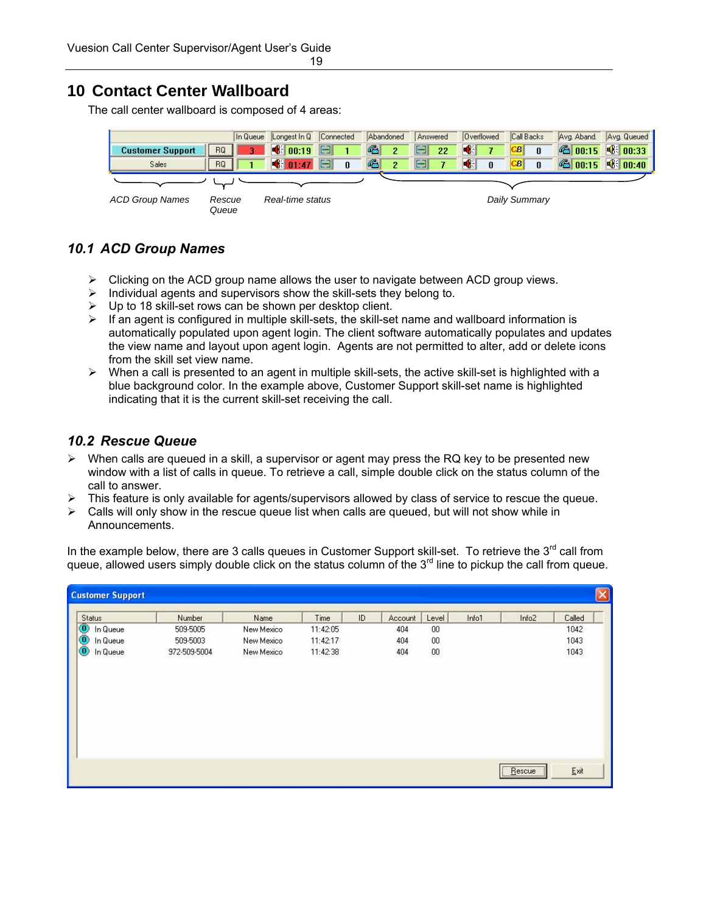# 10 Contact Center Wallboard

The call center wallboard is composed of 4 areas:

|  |  | In Queue | Longest In Q | Connected | Abandoned | Answered | Overflowed | Call Backs | Avg. Aband. | Avg. Queued |
|---|---|---|---|---|---|---|---|---|---|---|
| Customer Support | RQ | 3 | 00:19 | 1 | 2 | 22 | 7 | 0 | 00:15 | 00:33 |
| Sales | RQ | 1 | 01:47 | 0 | 2 | 7 | 0 | 0 | 00:15 | 00:40 |

*ACD Group Names* — *Rescue Queue* — *Real-time status* — *Daily Summary*

## 10.1 ACD Group Names

- Clicking on the ACD group name allows the user to navigate between ACD group views.
- Individual agents and supervisors show the skill-sets they belong to.
- Up to 18 skill-set rows can be shown per desktop client.
- If an agent is configured in multiple skill-sets, the skill-set name and wallboard information is automatically populated upon agent login. The client software automatically populates and updates the view name and layout upon agent login. Agents are not permitted to alter, add or delete icons from the skill set view name.
- When a call is presented to an agent in multiple skill-sets, the active skill-set is highlighted with a blue background color. In the example above, Customer Support skill-set name is highlighted indicating that it is the current skill-set receiving the call.

## 10.2 Rescue Queue

- When calls are queued in a skill, a supervisor or agent may press the RQ key to be presented new window with a list of calls in queue. To retrieve a call, simple double click on the status column of the call to answer.
- This feature is only available for agents/supervisors allowed by class of service to rescue the queue.
- Calls will only show in the rescue queue list when calls are queued, but will not show while in Announcements.

In the example below, there are 3 calls queues in Customer Support skill-set. To retrieve the 3rd call from queue, allowed users simply double click on the status column of the 3rd line to pickup the call from queue.

**Customer Support**

| Status | Number | Name | Time | ID | Account | Level | Info1 | Info2 | Called |
|---|---|---|---|---|---|---|---|---|---|
| In Queue | 509-5005 | New Mexico | 11:42:05 |  | 404 | 00 |  |  | 1042 |
| In Queue | 509-5003 | New Mexico | 11:42:17 |  | 404 | 00 |  |  | 1043 |
| In Queue | 972-509-5004 | New Mexico | 11:42:38 |  | 404 | 00 |  |  | 1043 |

Rescue | Exit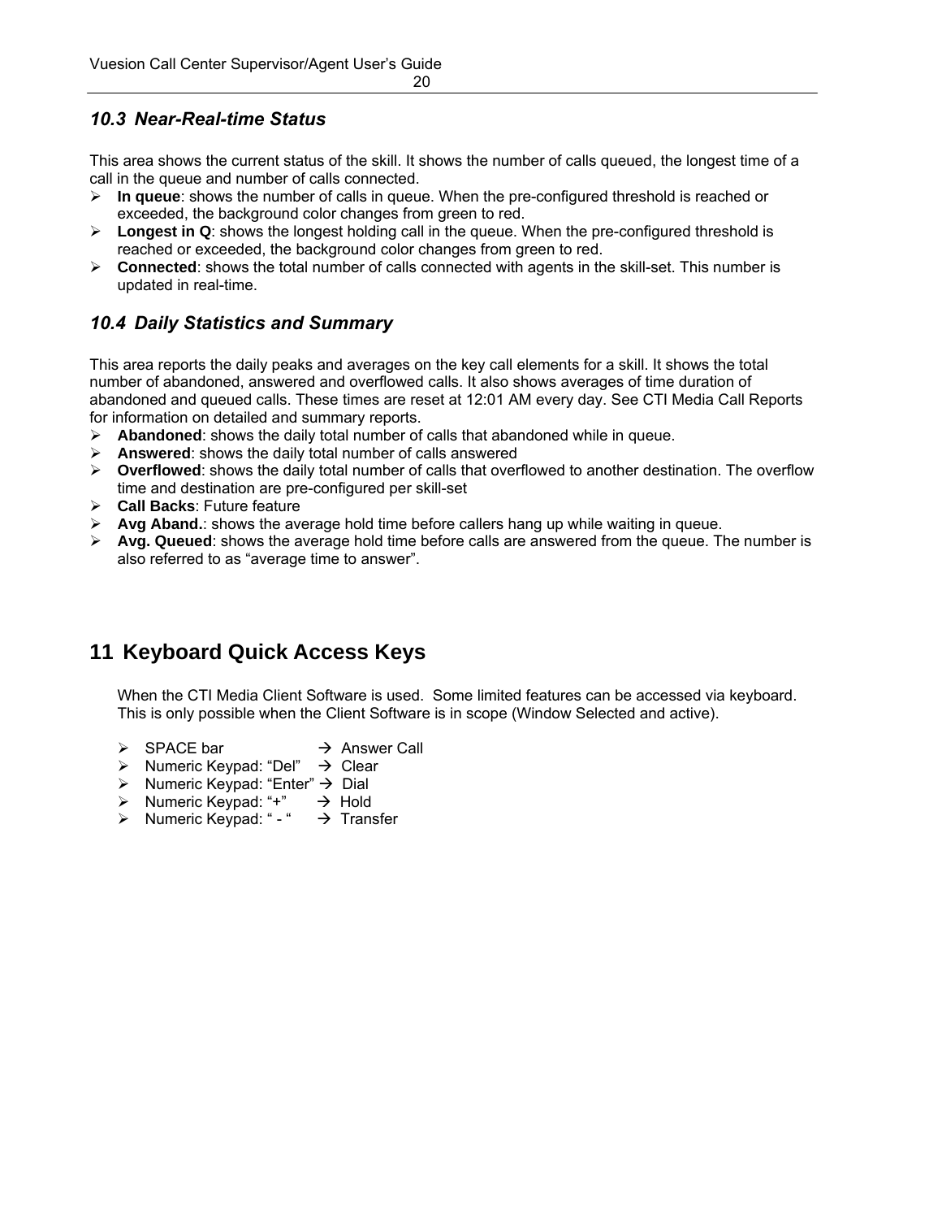### 10.3 *Near-Real-time Status*

This area shows the current status of the skill. It shows the number of calls queued, the longest time of a call in the queue and number of calls connected.

- **In queue**: shows the number of calls in queue. When the pre-configured threshold is reached or exceeded, the background color changes from green to red.
- **Longest in Q**: shows the longest holding call in the queue. When the pre-configured threshold is reached or exceeded, the background color changes from green to red.
- **Connected**: shows the total number of calls connected with agents in the skill-set. This number is updated in real-time.

### 10.4 *Daily Statistics and Summary*

This area reports the daily peaks and averages on the key call elements for a skill. It shows the total number of abandoned, answered and overflowed calls. It also shows averages of time duration of abandoned and queued calls. These times are reset at 12:01 AM every day. See CTI Media Call Reports for information on detailed and summary reports.

- **Abandoned**: shows the daily total number of calls that abandoned while in queue.
- **Answered**: shows the daily total number of calls answered
- **Overflowed**: shows the daily total number of calls that overflowed to another destination. The overflow time and destination are pre-configured per skill-set
- **Call Backs**: Future feature
- **Avg Aband.**: shows the average hold time before callers hang up while waiting in queue.
- **Avg. Queued**: shows the average hold time before calls are answered from the queue. The number is also referred to as "average time to answer".

## 11 Keyboard Quick Access Keys

When the CTI Media Client Software is used.  Some limited features can be accessed via keyboard. This is only possible when the Client Software is in scope (Window Selected and active).

- SPACE bar → Answer Call
- Numeric Keypad: "Del" → Clear
- Numeric Keypad: "Enter" → Dial
- Numeric Keypad: "+" → Hold
- Numeric Keypad: " - " → Transfer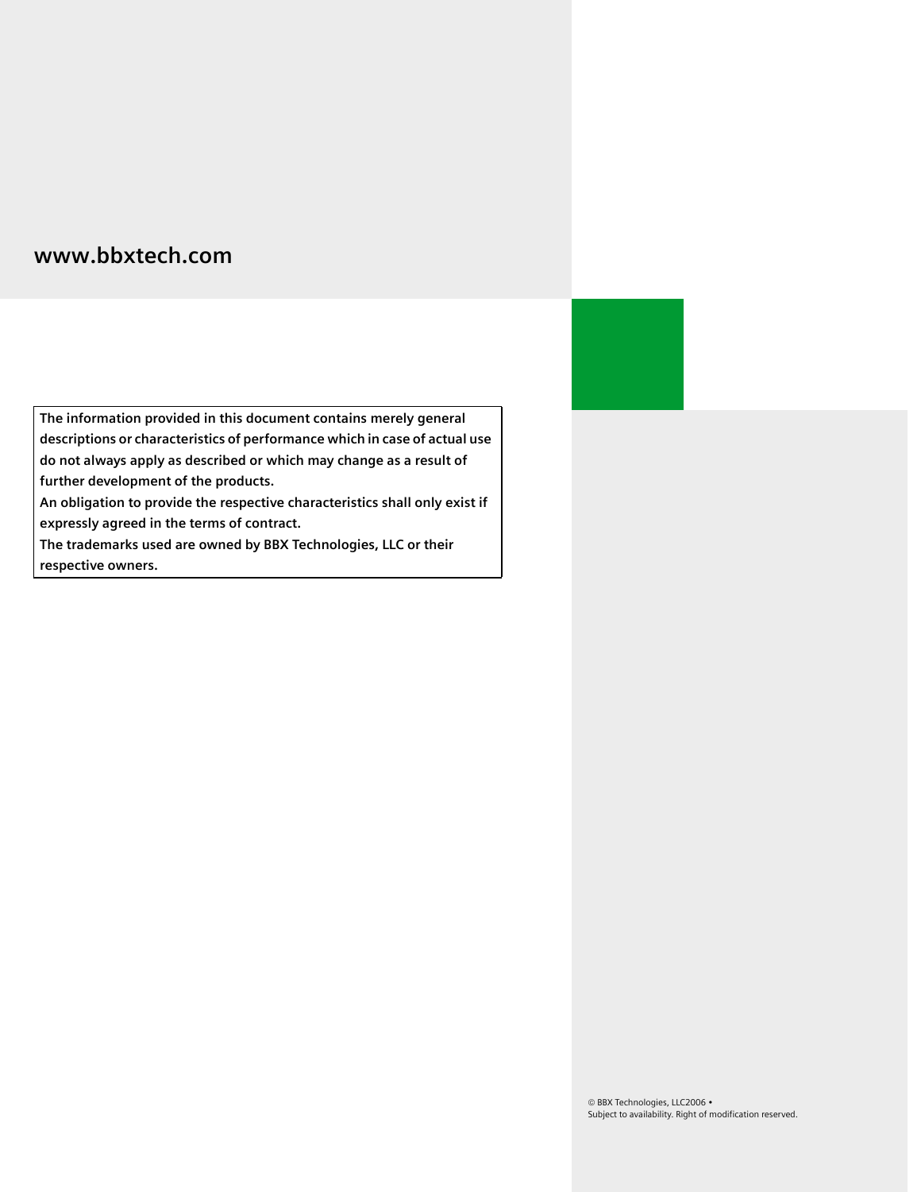**www.bbxtech.com**

**The information provided in this document contains merely general descriptions or characteristics of performance which in case of actual use do not always apply as described or which may change as a result of further development of the products.**
**An obligation to provide the respective characteristics shall only exist if expressly agreed in the terms of contract.**
**The trademarks used are owned by BBX Technologies, LLC or their respective owners.**

© BBX Technologies, LLC2006 •
Subject to availability. Right of modification reserved.